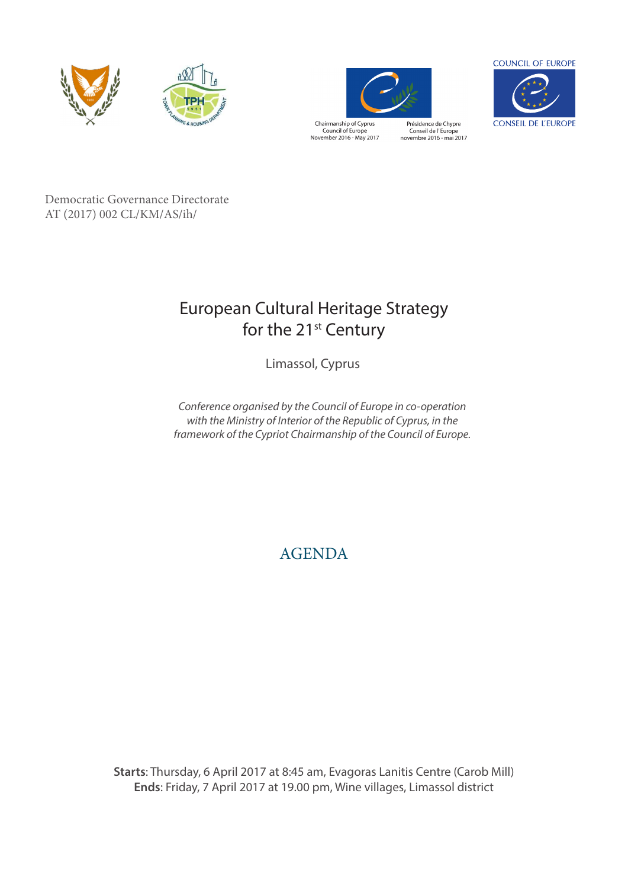Chairmanship of Cyprus
Council of Europe
November 2016 - May 2017

Présidence de Chypre
Conseil de l'Europe
novembre 2016 - mai 2017

COUNCIL OF EUROPE

CONSEIL DE L'EUROPE

Democratic Governance Directorate
AT (2017) 002 CL/KM/AS/ih/

# European Cultural Heritage Strategy for the 21st Century

Limassol, Cyprus

*Conference organised by the Council of Europe in co-operation with the Ministry of Interior of the Republic of Cyprus, in the framework of the Cypriot Chairmanship of the Council of Europe.*

## AGENDA

**Starts**: Thursday, 6 April 2017 at 8:45 am, Evagoras Lanitis Centre (Carob Mill)
**Ends**: Friday, 7 April 2017 at 19.00 pm, Wine villages, Limassol district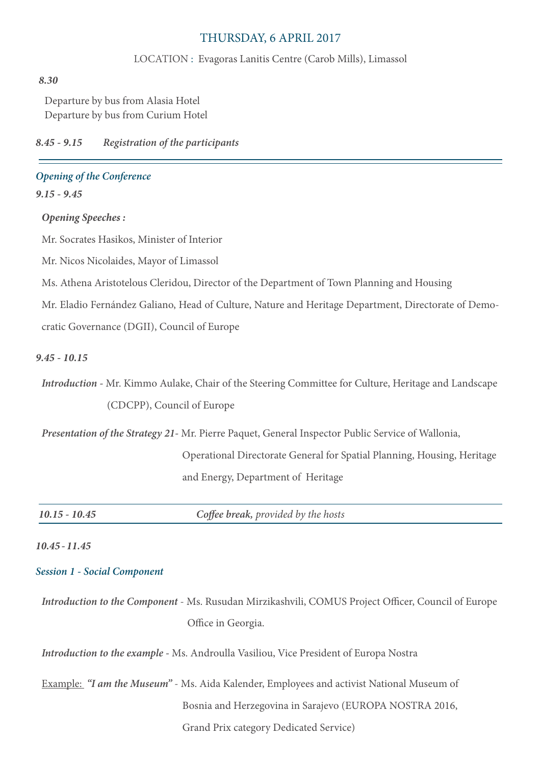## THURSDAY, 6 APRIL 2017

LOCATION : Evagoras Lanitis Centre (Carob Mills), Limassol

***8.30***

Departure by bus from Alasia Hotel
Departure by bus from Curium Hotel

***8.45 - 9.15*** ***Registration of the participants***

---

### *Opening of the Conference*

***9.15 - 9.45***

***Opening Speeches :***

Mr. Socrates Hasikos, Minister of Interior

Mr. Nicos Nicolaides, Mayor of Limassol

Ms. Athena Aristotelous Cleridou, Director of the Department of Town Planning and Housing

Mr. Eladio Fernández Galiano, Head of Culture, Nature and Heritage Department, Directorate of Democratic Governance (DGII), Council of Europe

***9.45 - 10.15***

***Introduction*** - Mr. Kimmo Aulake, Chair of the Steering Committee for Culture, Heritage and Landscape (CDCPP), Council of Europe

***Presentation of the Strategy 21***- Mr. Pierre Paquet, General Inspector Public Service of Wallonia, Operational Directorate General for Spatial Planning, Housing, Heritage and Energy, Department of Heritage

---

***10.15 - 10.45*** ***Coffee break****, provided by the hosts*

---

***10.45 - 11.45***

### *Session 1 - Social Component*

***Introduction to the Component*** - Ms. Rusudan Mirzikashvili, COMUS Project Officer, Council of Europe Office in Georgia.

***Introduction to the example*** - Ms. Androulla Vasiliou, Vice President of Europa Nostra

Example: ***"I am the Museum"*** - Ms. Aida Kalender, Employees and activist National Museum of Bosnia and Herzegovina in Sarajevo (EUROPA NOSTRA 2016, Grand Prix category Dedicated Service)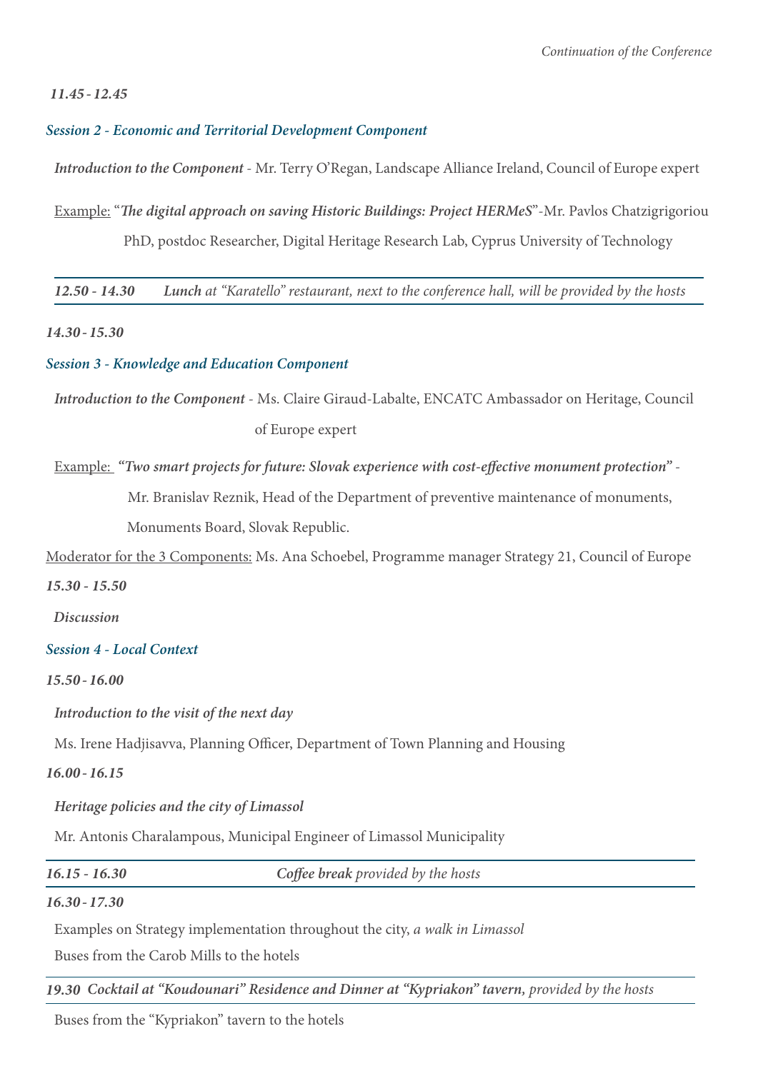*Continuation of the Conference*

***11.45 - 12.45***

### *Session 2 - Economic and Territorial Development Component*

***Introduction to the Component*** - Mr. Terry O'Regan, Landscape Alliance Ireland, Council of Europe expert

Example: "***The digital approach on saving Historic Buildings: Project HERMeS***"-Mr. Pavlos Chatzigrigoriou PhD, postdoc Researcher, Digital Heritage Research Lab, Cyprus University of Technology

***12.50 - 14.30*** ***Lunch*** *at "Karatello" restaurant, next to the conference hall, will be provided by the hosts*

***14.30 - 15.30***

### *Session 3 - Knowledge and Education Component*

***Introduction to the Component*** - Ms. Claire Giraud-Labalte, ENCATC Ambassador on Heritage, Council of Europe expert

Example: ***"Two smart projects for future: Slovak experience with cost-effective monument protection"*** - Mr. Branislav Reznik, Head of the Department of preventive maintenance of monuments, Monuments Board, Slovak Republic.

Moderator for the 3 Components: Ms. Ana Schoebel, Programme manager Strategy 21, Council of Europe

***15.30 - 15.50***

***Discussion***

### *Session 4 - Local Context*

***15.50 - 16.00***

***Introduction to the visit of the next day***

Ms. Irene Hadjisavva, Planning Officer, Department of Town Planning and Housing

***16.00 - 16.15***

***Heritage policies and the city of Limassol***

Mr. Antonis Charalampous, Municipal Engineer of Limassol Municipality

***16.15 - 16.30*** ***Coffee break*** *provided by the hosts*

***16.30 - 17.30***

Examples on Strategy implementation throughout the city, *a walk in Limassol*

Buses from the Carob Mills to the hotels

***19.30 Cocktail at "Koudounari" Residence and Dinner at "Kypriakon" tavern,*** *provided by the hosts*

Buses from the "Kypriakon" tavern to the hotels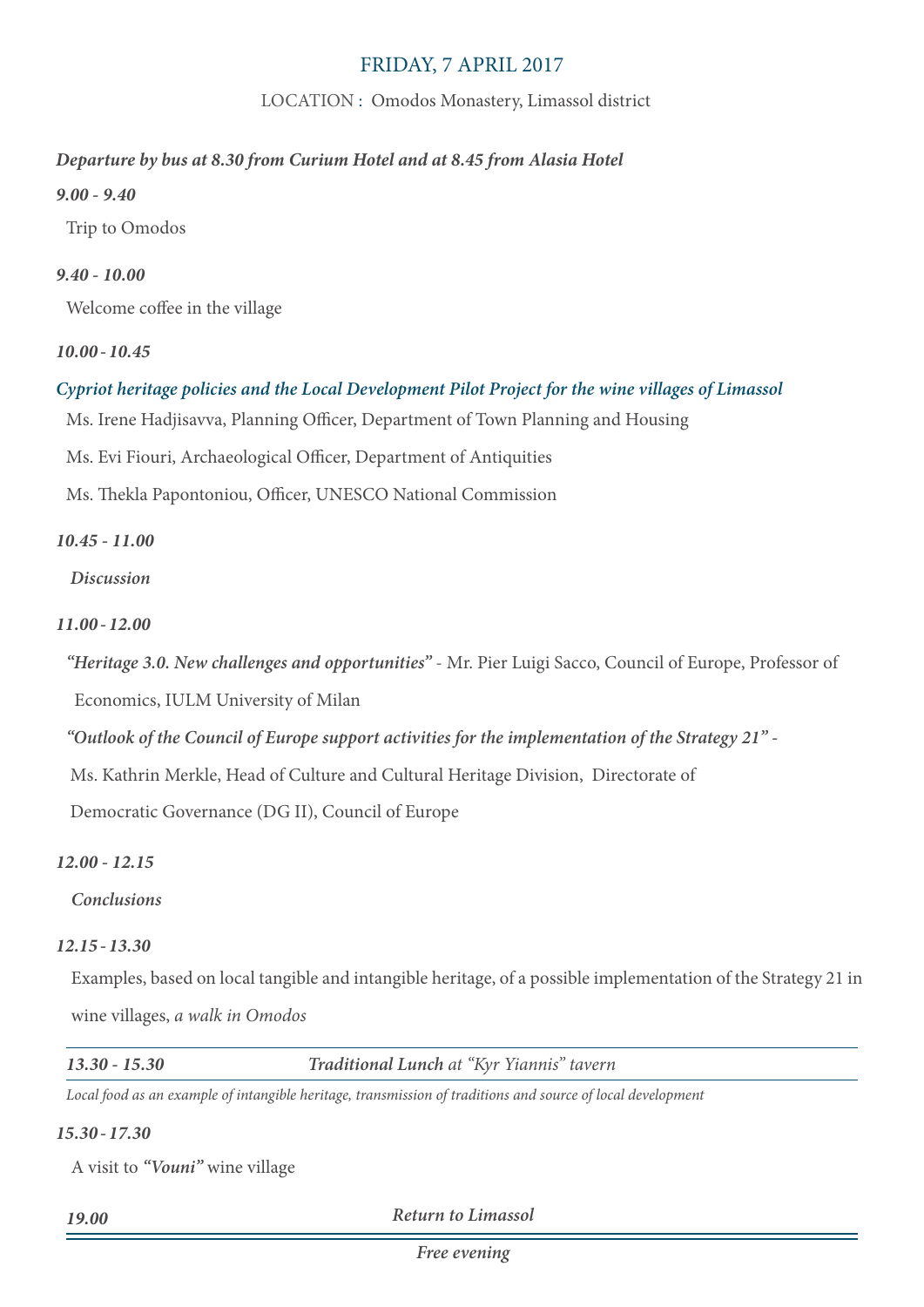## FRIDAY, 7 APRIL 2017

LOCATION : Omodos Monastery, Limassol district

***Departure by bus at 8.30 from Curium Hotel and at 8.45 from Alasia Hotel***

***9.00 - 9.40***

Trip to Omodos

***9.40 - 10.00***

Welcome coffee in the village

***10.00 - 10.45***

***Cypriot heritage policies and the Local Development Pilot Project for the wine villages of Limassol***

Ms. Irene Hadjisavva, Planning Officer, Department of Town Planning and Housing

Ms. Evi Fiouri, Archaeological Officer, Department of Antiquities

Ms. Thekla Papontoniou, Officer, UNESCO National Commission

***10.45 - 11.00***

***Discussion***

***11.00 - 12.00***

***"Heritage 3.0. New challenges and opportunities"*** - Mr. Pier Luigi Sacco, Council of Europe, Professor of Economics, IULM University of Milan

***"Outlook of the Council of Europe support activities for the implementation of the Strategy 21"*** - Ms. Kathrin Merkle, Head of Culture and Cultural Heritage Division, Directorate of Democratic Governance (DG II), Council of Europe

***12.00 - 12.15***

***Conclusions***

***12.15 - 13.30***

Examples, based on local tangible and intangible heritage, of a possible implementation of the Strategy 21 in wine villages, *a walk in Omodos*

***13.30 - 15.30*** ***Traditional Lunch*** *at "Kyr Yiannis" tavern*

*Local food as an example of intangible heritage, transmission of traditions and source of local development*

***15.30 - 17.30***

A visit to ***"Vouni"*** wine village

***19.00*** ***Return to Limassol***

***Free evening***